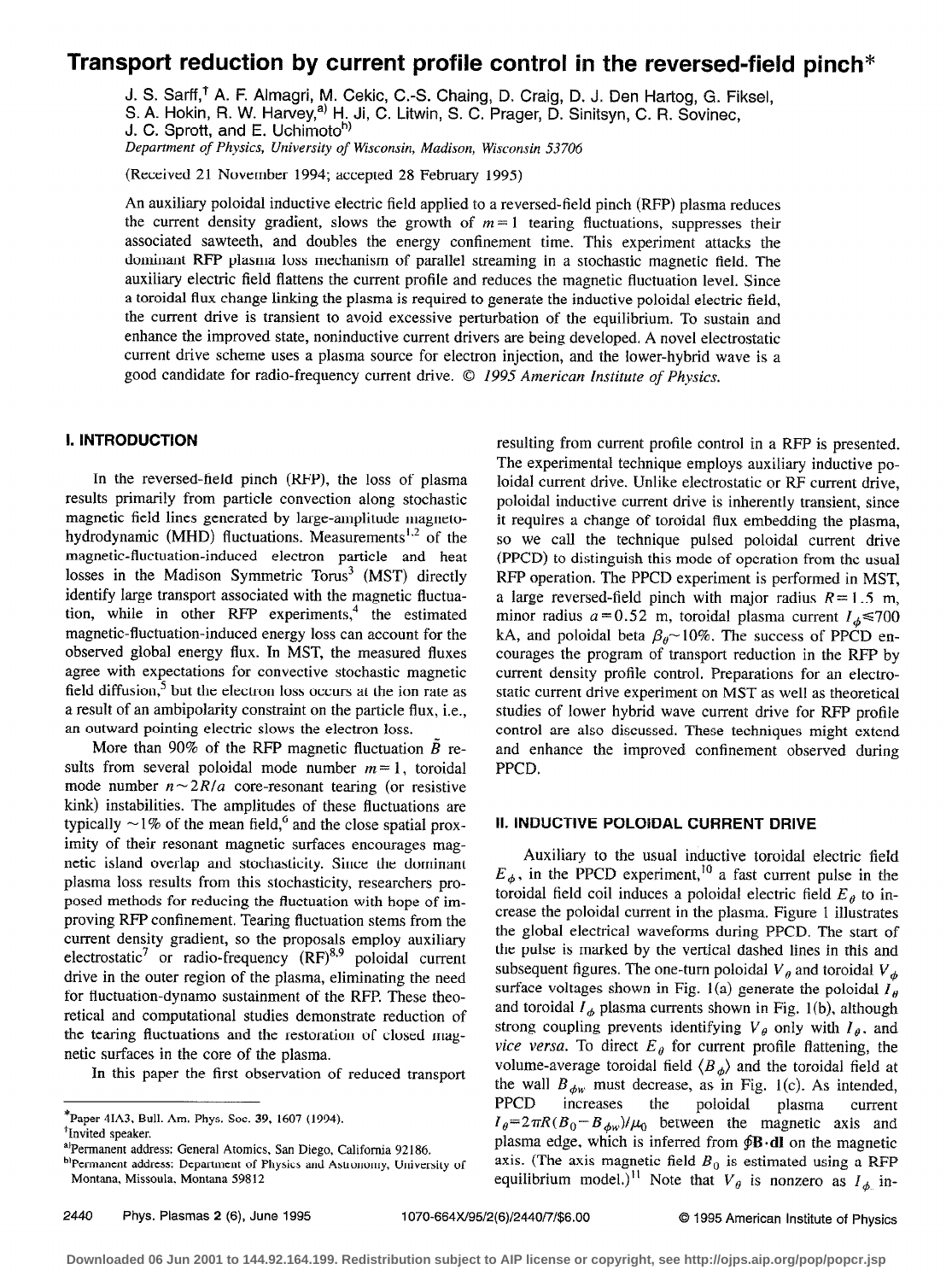# Transport reduction by current profile control in the reversed-field pinch*

J. S. Sarff,† A. F. Almagri, M. Cekic, C.-S. Chaing, D. Craig, D. J. Den Hartog, G. Fiksel, S. A. Hokin, R. W. Harvey,[a] H. Ji, C. Litwin, S. C. Prager, D. Sinitsyn, C. R. Sovinec, J. C. Sprott, and E. Uchimoto[b]

*Department of Physics, University of Wisconsin, Madison, Wisconsin 53706*

(Received 21 November 1994; accepted 28 February 1995)

An auxiliary poloidal inductive electric field applied to a reversed-field pinch (RFP) plasma reduces the current density gradient, slows the growth of $m=1$ tearing fluctuations, suppresses their associated sawteeth, and doubles the energy confinement time. This experiment attacks the dominant RFP plasma loss mechanism of parallel streaming in a stochastic magnetic field. The auxiliary electric field flattens the current profile and reduces the magnetic fluctuation level. Since a toroidal flux change linking the plasma is required to generate the inductive poloidal electric field, the current drive is transient to avoid excessive perturbation of the equilibrium. To sustain and enhance the improved state, noninductive current drivers are being developed. A novel electrostatic current drive scheme uses a plasma source for electron injection, and the lower-hybrid wave is a good candidate for radio-frequency current drive. © *1995 American Institute of Physics.*

## I. INTRODUCTION

In the reversed-field pinch (RFP), the loss of plasma results primarily from particle convection along stochastic magnetic field lines generated by large-amplitude magnetohydrodynamic (MHD) fluctuations. Measurements[1,2] of the magnetic-fluctuation-induced electron particle and heat losses in the Madison Symmetric Torus[3] (MST) directly identify large transport associated with the magnetic fluctuation, while in other RFP experiments,[4] the estimated magnetic-fluctuation-induced energy loss can account for the observed global energy flux. In MST, the measured fluxes agree with expectations for convective stochastic magnetic field diffusion,[5] but the electron loss occurs at the ion rate as a result of an ambipolarity constraint on the particle flux, i.e., an outward pointing electric slows the electron loss.

More than 90% of the RFP magnetic fluctuation $\tilde{B}$ results from several poloidal mode number $m=1$, toroidal mode number $n\sim 2R/a$ core-resonant tearing (or resistive kink) instabilities. The amplitudes of these fluctuations are typically $\sim 1\%$ of the mean field,[6] and the close spatial proximity of their resonant magnetic surfaces encourages magnetic island overlap and stochasticity. Since the dominant plasma loss results from this stochasticity, researchers proposed methods for reducing the fluctuation with hope of improving RFP confinement. Tearing fluctuation stems from the current density gradient, so the proposals employ auxiliary electrostatic[7] or radio-frequency (RF)[8,9] poloidal current drive in the outer region of the plasma, eliminating the need for fluctuation-dynamo sustainment of the RFP. These theoretical and computational studies demonstrate reduction of the tearing fluctuations and the restoration of closed magnetic surfaces in the core of the plasma.

In this paper the first observation of reduced transport resulting from current profile control in a RFP is presented. The experimental technique employs auxiliary inductive poloidal current drive. Unlike electrostatic or RF current drive, poloidal inductive current drive is inherently transient, since it requires a change of toroidal flux embedding the plasma, so we call the technique pulsed poloidal current drive (PPCD) to distinguish this mode of operation from the usual RFP operation. The PPCD experiment is performed in MST, a large reversed-field pinch with major radius $R=1.5$ m, minor radius $a=0.52$ m, toroidal plasma current $I_\phi \leq 700$ kA, and poloidal beta $\beta_\theta \sim 10\%$. The success of PPCD encourages the program of transport reduction in the RFP by current density profile control. Preparations for an electrostatic current drive experiment on MST as well as theoretical studies of lower hybrid wave current drive for RFP profile control are also discussed. These techniques might extend and enhance the improved confinement observed during PPCD.

## II. INDUCTIVE POLOIDAL CURRENT DRIVE

Auxiliary to the usual inductive toroidal electric field $E_\phi$, in the PPCD experiment,[10] a fast current pulse in the toroidal field coil induces a poloidal electric field $E_\theta$ to increase the poloidal current in the plasma. Figure 1 illustrates the global electrical waveforms during PPCD. The start of the pulse is marked by the vertical dashed lines in this and subsequent figures. The one-turn poloidal $V_\theta$ and toroidal $V_\phi$ surface voltages shown in Fig. 1(a) generate the poloidal $I_\theta$ and toroidal $I_\phi$ plasma currents shown in Fig. 1(b), although strong coupling prevents identifying $V_\theta$ only with $I_\theta$, and *vice versa*. To direct $E_\theta$ for current profile flattening, the volume-average toroidal field $\langle B_\phi \rangle$ and the toroidal field at the wall $B_{\phi w}$ must decrease, as in Fig. 1(c). As intended, PPCD increases the poloidal plasma current $I_\theta = 2\pi R(B_0 - B_{\phi w})/\mu_0$ between the magnetic axis and plasma edge, which is inferred from $\oint \mathbf{B}\cdot d\mathbf{l}$ on the magnetic axis. (The axis magnetic field $B_0$ is estimated using a RFP equilibrium model.)[11] Note that $V_\theta$ is nonzero as $I_\phi$ in-

---

*Paper 4IA3, Bull. Am. Phys. Soc. 39, 1607 (1994).

†Invited speaker.

[a]Permanent address: General Atomics, San Diego, California 92186.

[b]Permanent address: Department of Physics and Astronomy, University of Montana, Missoula, Montana 59812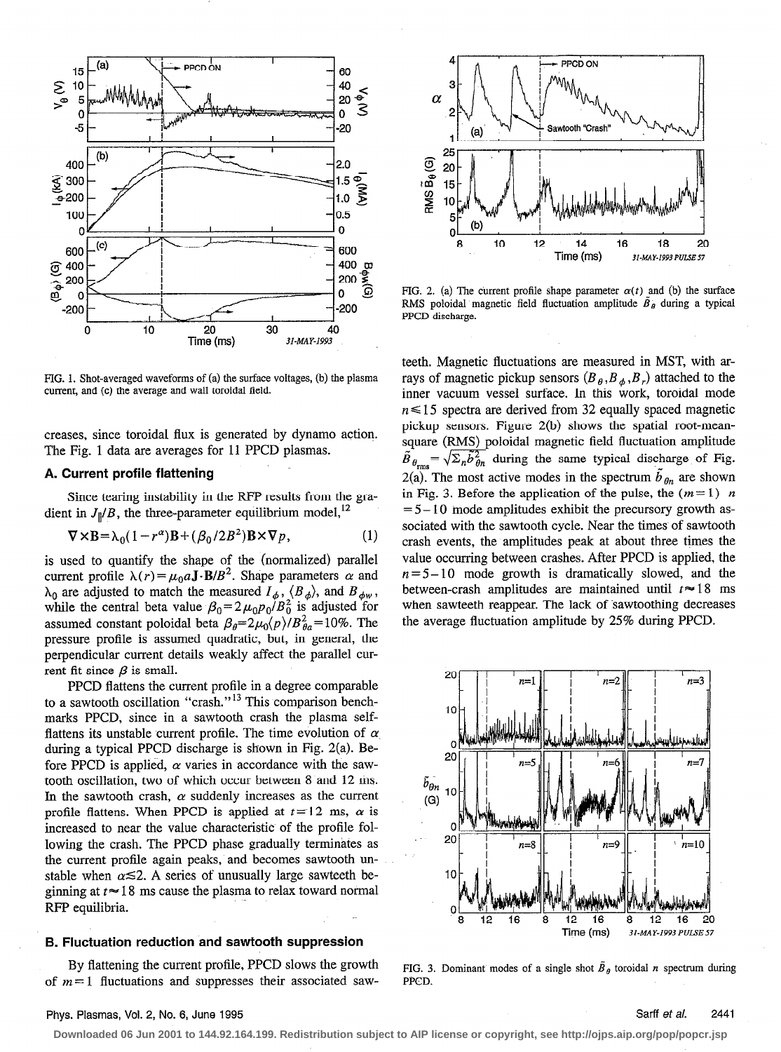FIG. 1. Shot-averaged waveforms of (a) the surface voltages, (b) the plasma current, and (c) the average and wall toroidal field.

creases, since toroidal flux is generated by dynamo action. The Fig. 1 data are averages for 11 PPCD plasmas.

### A. Current profile flattening

Since tearing instability in the RFP results from the gradient in $J_\parallel/B$, the three-parameter equilibrium model,[12]

$$\nabla\times\mathbf{B}=\lambda_0(1-r^\alpha)\mathbf{B}+(\beta_0/2B^2)\mathbf{B}\times\nabla p, \qquad (1)$$

is used to quantify the shape of the (normalized) parallel current profile $\lambda(r)=\mu_0 a\mathbf{J}\cdot\mathbf{B}/B^2$. Shape parameters $\alpha$ and $\lambda_0$ are adjusted to match the measured $I_\phi$, $\langle B_\phi\rangle$, and $B_{\phi w}$, while the central beta value $\beta_0=2\mu_0 p_0/B_0^2$ is adjusted for assumed constant poloidal beta $\beta_\theta=2\mu_0\langle p\rangle/B_{\theta a}^2=10\%$. The pressure profile is assumed quadratic, but, in general, the perpendicular current details weakly affect the parallel current fit since $\beta$ is small.

PPCD flattens the current profile in a degree comparable to a sawtooth oscillation "crash."[13] This comparison benchmarks PPCD, since in a sawtooth crash the plasma self-flattens its unstable current profile. The time evolution of $\alpha$ during a typical PPCD discharge is shown in Fig. 2(a). Before PPCD is applied, $\alpha$ varies in accordance with the sawtooth oscillation, two of which occur between 8 and 12 ms. In the sawtooth crash, $\alpha$ suddenly increases as the current profile flattens. When PPCD is applied at $t=12$ ms, $\alpha$ is increased to near the value characteristic of the profile following the crash. The PPCD phase gradually terminates as the current profile again peaks, and becomes sawtooth unstable when $\alpha\lesssim 2$. A series of unusually large sawteeth beginning at $t\approx 18$ ms cause the plasma to relax toward normal RFP equilibria.

### B. Fluctuation reduction and sawtooth suppression

By flattening the current profile, PPCD slows the growth of $m=1$ fluctuations and suppresses their associated sawteeth. Magnetic fluctuations are measured in MST, with arrays of magnetic pickup sensors $(B_\theta, B_\phi, B_r)$ attached to the inner vacuum vessel surface. In this work, toroidal mode $n\leq 15$ spectra are derived from 32 equally spaced magnetic pickup sensors. Figure 2(b) shows the spatial root-mean-square (RMS) poloidal magnetic field fluctuation amplitude $\tilde{B}_{\theta_{\rm rms}}=\sqrt{\Sigma_n \tilde{b}_{\theta n}^2}$ during the same typical discharge of Fig. 2(a). The most active modes in the spectrum $\tilde{b}_{\theta n}$ are shown in Fig. 3. Before the application of the pulse, the $(m=1)$ $n=5-10$ mode amplitudes exhibit the precursory growth associated with the sawtooth cycle. Near the times of sawtooth crash events, the amplitudes peak at about three times the value occurring between crashes. After PPCD is applied, the $n=5-10$ mode growth is dramatically slowed, and the between-crash amplitudes are maintained until $t\approx 18$ ms when sawteeth reappear. The lack of sawtoothing decreases the average fluctuation amplitude by 25% during PPCD.

FIG. 2. (a) The current profile shape parameter $\alpha(t)$ and (b) the surface RMS poloidal magnetic field fluctuation amplitude $\tilde{B}_\theta$ during a typical PPCD discharge.

FIG. 3. Dominant modes of a single shot $\tilde{B}_\theta$ toroidal $n$ spectrum during PPCD.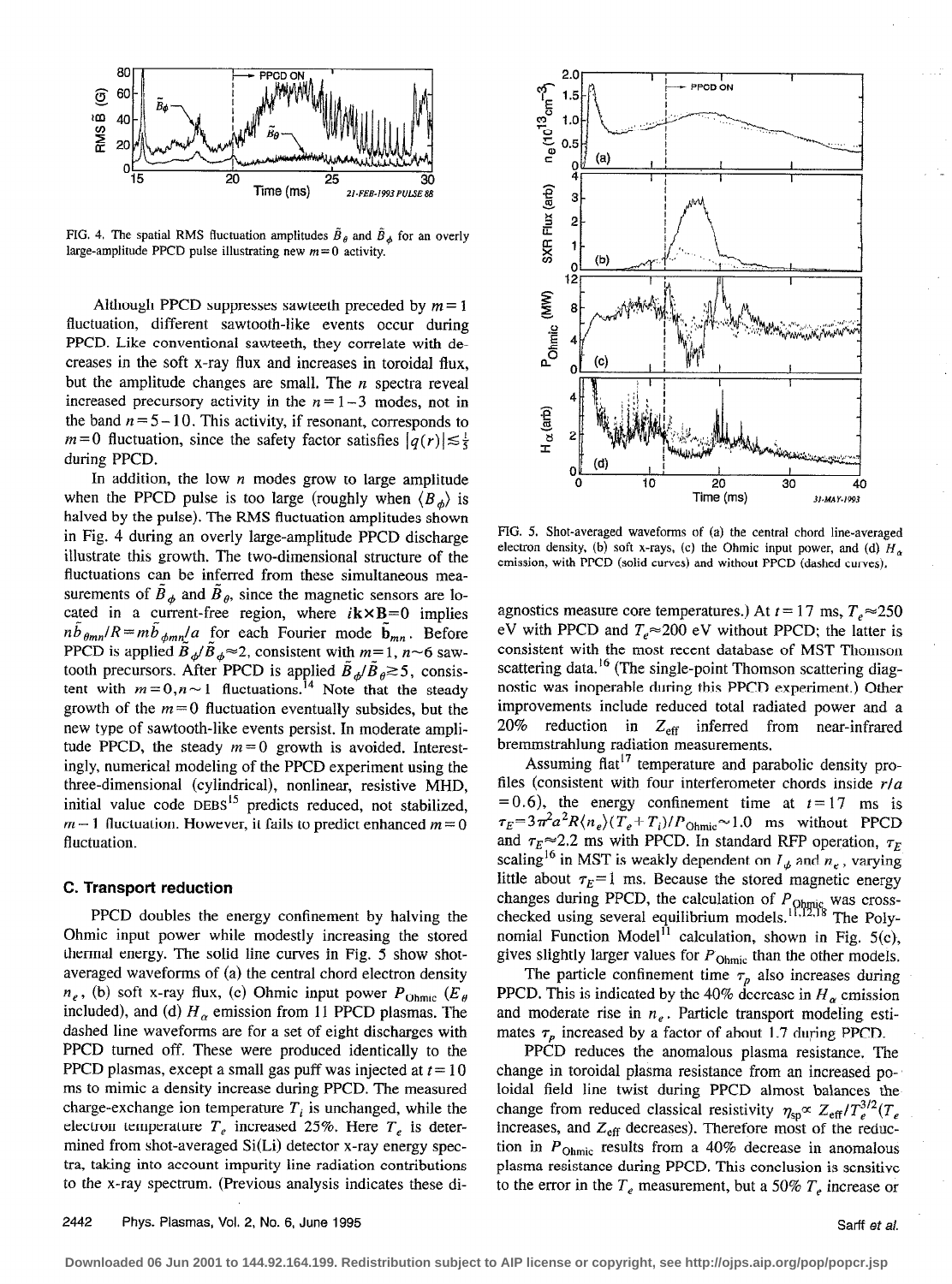FIG. 4. The spatial RMS fluctuation amplitudes $\tilde{B}_\theta$ and $\tilde{B}_\phi$ for an overly large-amplitude PPCD pulse illustrating new $m=0$ activity.

Although PPCD suppresses sawteeth preceded by $m=1$ fluctuation, different sawtooth-like events occur during PPCD. Like conventional sawteeth, they correlate with decreases in the soft x-ray flux and increases in toroidal flux, but the amplitude changes are small. The $n$ spectra reveal increased precursory activity in the $n=1-3$ modes, not in the band $n=5-10$. This activity, if resonant, corresponds to $m=0$ fluctuation, since the safety factor satisfies $|q(r)|\lesssim\frac{1}{5}$ during PPCD.

In addition, the low $n$ modes grow to large amplitude when the PPCD pulse is too large (roughly when $\langle B_\phi\rangle$ is halved by the pulse). The RMS fluctuation amplitudes shown in Fig. 4 during an overly large-amplitude PPCD discharge illustrate this growth. The two-dimensional structure of the fluctuations can be inferred from these simultaneous measurements of $\tilde{B}_\phi$ and $\tilde{B}_\theta$, since the magnetic sensors are located in a current-free region, where $i\mathbf{k}\times\mathbf{B}=0$ implies $n\tilde{b}_{\theta mn}/R = m\tilde{b}_{\phi mn}/a$ for each Fourier mode $\tilde{\mathbf{b}}_{mn}$. Before PPCD is applied $\tilde{B}_\phi/\tilde{B}_\phi\approx 2$, consistent with $m=1$, $n\sim 6$ sawtooth precursors. After PPCD is applied $\tilde{B}_\phi/\tilde{B}_\theta\gtrsim 5$, consistent with $m=0, n\sim 1$ fluctuations.[14] Note that the steady growth of the $m=0$ fluctuation eventually subsides, but the new type of sawtooth-like events persist. In moderate amplitude PPCD, the steady $m=0$ growth is avoided. Interestingly, numerical modeling of the PPCD experiment using the three-dimensional (cylindrical), nonlinear, resistive MHD, initial value code DEBS[15] predicts reduced, not stabilized, $m=1$ fluctuation. However, it fails to predict enhanced $m=0$ fluctuation.

### C. Transport reduction

PPCD doubles the energy confinement by halving the Ohmic input power while modestly increasing the stored thermal energy. The solid line curves in Fig. 5 show shot-averaged waveforms of (a) the central chord electron density $n_e$, (b) soft x-ray flux, (c) Ohmic input power $P_{\rm Ohmic}$ ($E_\theta$ included), and (d) $H_\alpha$ emission from 11 PPCD plasmas. The dashed line waveforms are for a set of eight discharges with PPCD turned off. These were produced identically to the PPCD plasmas, except a small gas puff was injected at $t=10$ ms to mimic a density increase during PPCD. The measured charge-exchange ion temperature $T_i$ is unchanged, while the electron temperature $T_e$ increased 25%. Here $T_e$ is determined from shot-averaged Si(Li) detector x-ray energy spectra, taking into account impurity line radiation contributions to the x-ray spectrum. (Previous analysis indicates these diagnostics measure core temperatures.) At $t=17$ ms, $T_e\approx 250$ eV with PPCD and $T_e\approx 200$ eV without PPCD; the latter is consistent with the most recent database of MST Thomson scattering data.[16] (The single-point Thomson scattering diagnostic was inoperable during this PPCD experiment.) Other improvements include reduced total radiated power and a 20% reduction in $Z_{\rm eff}$ inferred from near-infrared bremmstrahlung radiation measurements.

FIG. 5. Shot-averaged waveforms of (a) the central chord line-averaged electron density, (b) soft x-rays, (c) the Ohmic input power, and (d) $H_\alpha$ emission, with PPCD (solid curves) and without PPCD (dashed curves).

Assuming flat[17] temperature and parabolic density profiles (consistent with four interferometer chords inside $r/a=0.6$), the energy confinement time at $t=17$ ms is $\tau_E = 3\pi^2 a^2 R\langle n_e\rangle(T_e+T_i)/P_{\rm Ohmic}\sim 1.0$ ms without PPCD and $\tau_E\approx 2.2$ ms with PPCD. In standard RFP operation, $\tau_E$ scaling[16] in MST is weakly dependent on $I_\phi$ and $n_e$, varying little about $\tau_E=1$ ms. Because the stored magnetic energy changes during PPCD, the calculation of $P_{\rm Ohmic}$ was cross-checked using several equilibrium models.[11,12,18] The Polynomial Function Model[11] calculation, shown in Fig. 5(c), gives slightly larger values for $P_{\rm Ohmic}$ than the other models.

The particle confinement time $\tau_p$ also increases during PPCD. This is indicated by the 40% decrease in $H_\alpha$ emission and moderate rise in $n_e$. Particle transport modeling estimates $\tau_p$ increased by a factor of about 1.7 during PPCD.

PPCD reduces the anomalous plasma resistance. The change in toroidal plasma resistance from an increased poloidal field line twist during PPCD almost balances the change from reduced classical resistivity $\eta_{\rm sp}\propto Z_{\rm eff}/T_e^{3/2}$ ($T_e$ increases, and $Z_{\rm eff}$ decreases). Therefore most of the reduction in $P_{\rm Ohmic}$ results from a 40% decrease in anomalous plasma resistance during PPCD. This conclusion is sensitive to the error in the $T_e$ measurement, but a 50% $T_e$ increase or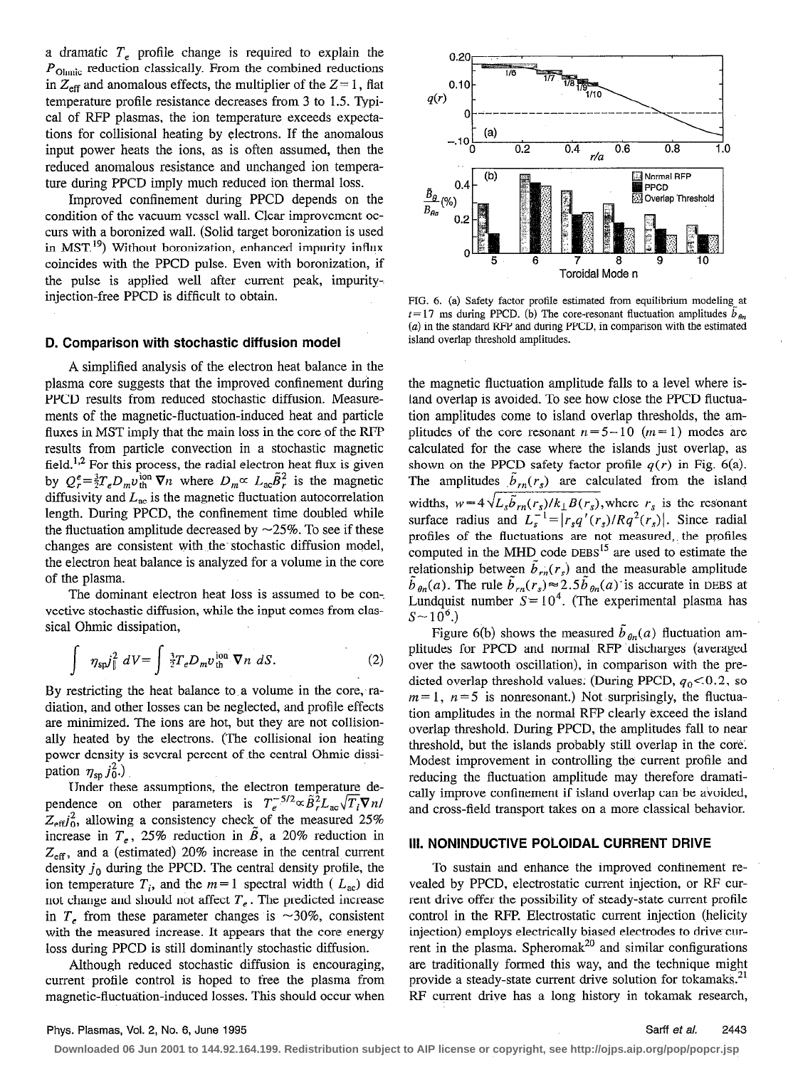a dramatic $T_e$ profile change is required to explain the $P_{\mathrm{Ohmic}}$ reduction classically. From the combined reductions in $Z_{\mathrm{eff}}$ and anomalous effects, the multiplier of the $Z=1$, flat temperature profile resistance decreases from 3 to 1.5. Typical of RFP plasmas, the ion temperature exceeds expectations for collisional heating by electrons. If the anomalous input power heats the ions, as is often assumed, then the reduced anomalous resistance and unchanged ion temperature during PPCD imply much reduced ion thermal loss.

Improved confinement during PPCD depends on the condition of the vacuum vessel wall. Clear improvement occurs with a boronized wall. (Solid target boronization is used in MST.[19]) Without boronization, enhanced impurity influx coincides with the PPCD pulse. Even with boronization, if the pulse is applied well after current peak, impurity-injection-free PPCD is difficult to obtain.

### D. Comparison with stochastic diffusion model

A simplified analysis of the electron heat balance in the plasma core suggests that the improved confinement during PPCD results from reduced stochastic diffusion. Measurements of the magnetic-fluctuation-induced heat and particle fluxes in MST imply that the main loss in the core of the RFP results from particle convection in a stochastic magnetic field.[1,2] For this process, the radial electron heat flux is given by $Q_r^e = \frac{3}{2} T_e D_m v_{\mathrm{th}}^{\mathrm{ion}} \nabla n$ where $D_m \propto L_{\mathrm{ac}} \tilde{B}_r^2$ is the magnetic diffusivity and $L_{\mathrm{ac}}$ is the magnetic fluctuation autocorrelation length. During PPCD, the confinement time doubled while the fluctuation amplitude decreased by $\sim$25%. To see if these changes are consistent with the stochastic diffusion model, the electron heat balance is analyzed for a volume in the core of the plasma.

The dominant electron heat loss is assumed to be convective stochastic diffusion, while the input comes from classical Ohmic dissipation,

$$\int \eta_{\mathrm{sp}} j_{\|}^2 \, dV = \int \tfrac{3}{2} T_e D_m v_{\mathrm{th}}^{\mathrm{ion}} \nabla n \, dS. \tag{2}$$

By restricting the heat balance to a volume in the core, radiation, and other losses can be neglected, and profile effects are minimized. The ions are hot, but they are not collisionally heated by the electrons. (The collisional ion heating power density is several percent of the central Ohmic dissipation $\eta_{\mathrm{sp}} j_0^2$.)

Under these assumptions, the electron temperature dependence on other parameters is $T_e^{-5/2} \propto \tilde{B}_r^2 L_{\mathrm{ac}} \sqrt{T_i} \nabla n / Z_{\mathrm{eff}} j_0^2$, allowing a consistency check of the measured 25% increase in $T_e$, 25% reduction in $\tilde{B}$, a 20% reduction in $Z_{\mathrm{eff}}$, and a (estimated) 20% increase in the central current density $j_0$ during the PPCD. The central density profile, the ion temperature $T_i$, and the $m=1$ spectral width ($L_{\mathrm{ac}}$) did not change and should not affect $T_e$. The predicted increase in $T_e$ from these parameter changes is $\sim$30%, consistent with the measured increase. It appears that the core energy loss during PPCD is still dominantly stochastic diffusion.

Although reduced stochastic diffusion is encouraging, current profile control is hoped to free the plasma from magnetic-fluctuation-induced losses. This should occur when the magnetic fluctuation amplitude falls to a level where island overlap is avoided. To see how close the PPCD fluctuation amplitudes come to island overlap thresholds, the amplitudes of the core resonant $n=5-10$ ($m=1$) modes are calculated for the case where the islands just overlap, as shown on the PPCD safety factor profile $q(r)$ in Fig. 6(a). The amplitudes $\tilde{b}_{rn}(r_s)$ are calculated from the island widths, $w = 4\sqrt{L_s \tilde{b}_{rn}(r_s)/k_\perp B(r_s)}$, where $r_s$ is the resonant surface radius and $L_s^{-1} = |r_s q'(r_s)/Rq^2(r_s)|$. Since radial profiles of the fluctuations are not measured, the profiles computed in the MHD code DEBS[15] are used to estimate the relationship between $\tilde{b}_{rn}(r_s)$ and the measurable amplitude $\tilde{b}_{\theta n}(a)$. The rule $\tilde{b}_{rn}(r_s) \approx 2.5 \tilde{b}_{\theta n}(a)$ is accurate in DEBS at Lundquist number $S=10^4$. (The experimental plasma has $S \sim 10^6$.)

Figure 6(b) shows the measured $\tilde{b}_{\theta n}(a)$ fluctuation amplitudes for PPCD and normal RFP discharges (averaged over the sawtooth oscillation), in comparison with the predicted overlap threshold values. (During PPCD, $q_0 < 0.2$, so $m=1$, $n=5$ is nonresonant.) Not surprisingly, the fluctuation amplitudes in the normal RFP clearly exceed the island overlap threshold. During PPCD, the amplitudes fall to near threshold, but the islands probably still overlap in the core. Modest improvement in controlling the current profile and reducing the fluctuation amplitude may therefore dramatically improve confinement if island overlap can be avoided, and cross-field transport takes on a more classical behavior.

FIG. 6. (a) Safety factor profile estimated from equilibrium modeling at $t=17$ ms during PPCD. (b) The core-resonant fluctuation amplitudes $\tilde{b}_{\theta n}(a)$ in the standard RFP and during PPCD, in comparison with the estimated island overlap threshold amplitudes.

## III. NONINDUCTIVE POLOIDAL CURRENT DRIVE

To sustain and enhance the improved confinement revealed by PPCD, electrostatic current injection, or RF current drive offer the possibility of steady-state current profile control in the RFP. Electrostatic current injection (helicity injection) employs electrically biased electrodes to drive current in the plasma. Spheromak[20] and similar configurations are traditionally formed this way, and the technique might provide a steady-state current drive solution for tokamaks.[21] RF current drive has a long history in tokamak research,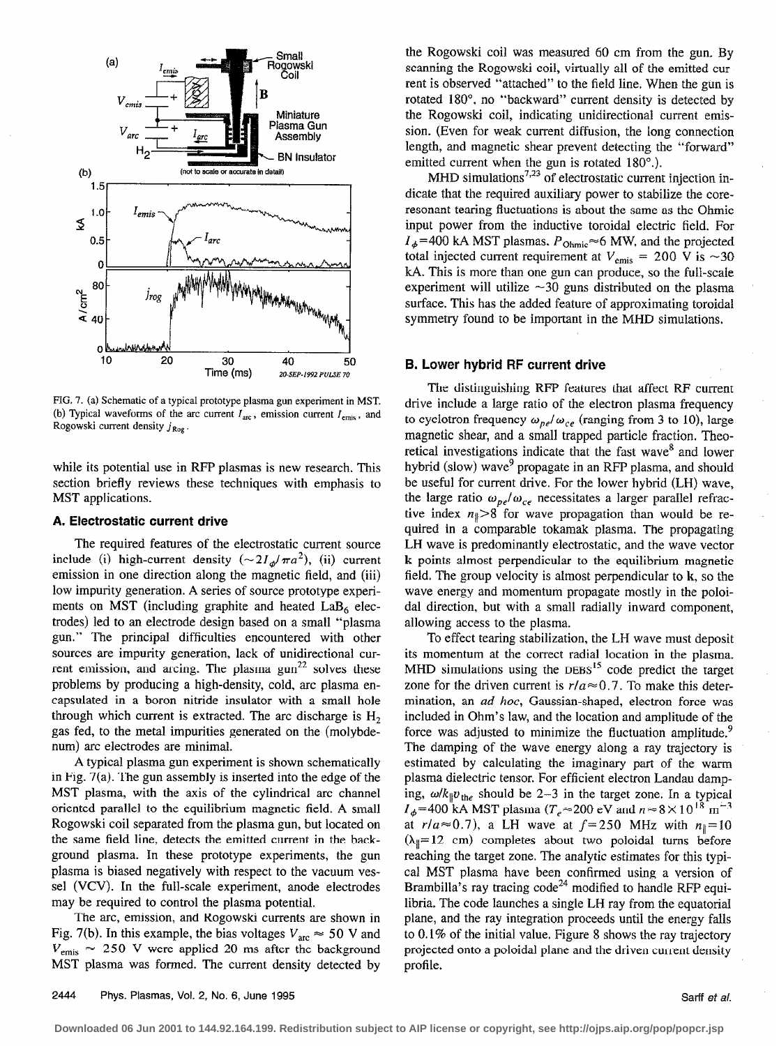FIG. 7. (a) Schematic of a typical prototype plasma gun experiment in MST. (b) Typical waveforms of the arc current $I_{arc}$, emission current $I_{emis}$, and Rogowski current density $j_{Rog}$.

while its potential use in RFP plasmas is new research. This section briefly reviews these techniques with emphasis to MST applications.

### A. Electrostatic current drive

The required features of the electrostatic current source include (i) high-current density ($\sim 2I_\phi/\pi a^2$), (ii) current emission in one direction along the magnetic field, and (iii) low impurity generation. A series of source prototype experiments on MST (including graphite and heated $LaB_6$ electrodes) led to an electrode design based on a small "plasma gun." The principal difficulties encountered with other sources are impurity generation, lack of unidirectional current emission, and arcing. The plasma gun[22] solves these problems by producing a high-density, cold, arc plasma encapsulated in a boron nitride insulator with a small hole through which current is extracted. The arc discharge is $H_2$ gas fed, to the metal impurities generated on the (molybdenum) arc electrodes are minimal.

A typical plasma gun experiment is shown schematically in Fig. 7(a). The gun assembly is inserted into the edge of the MST plasma, with the axis of the cylindrical arc channel oriented parallel to the equilibrium magnetic field. A small Rogowski coil separated from the plasma gun, but located on the same field line, detects the emitted current in the background plasma. In these prototype experiments, the gun plasma is biased negatively with respect to the vacuum vessel (VCV). In the full-scale experiment, anode electrodes may be required to control the plasma potential.

The arc, emission, and Rogowski currents are shown in Fig. 7(b). In this example, the bias voltages $V_{arc} \approx 50$ V and $V_{emis} \sim 250$ V were applied 20 ms after the background MST plasma was formed. The current density detected by the Rogowski coil was measured 60 cm from the gun. By scanning the Rogowski coil, virtually all of the emitted current is observed "attached" to the field line. When the gun is rotated 180°, no "backward" current density is detected by the Rogowski coil, indicating unidirectional current emission. (Even for weak current diffusion, the long connection length, and magnetic shear prevent detecting the "forward" emitted current when the gun is rotated 180°.).

MHD simulations[7,23] of electrostatic current injection indicate that the required auxiliary power to stabilize the core-resonant tearing fluctuations is about the same as the Ohmic input power from the inductive toroidal electric field. For $I_\phi = 400$ kA MST plasmas, $P_{\rm Ohmic} \approx 6$ MW, and the projected total injected current requirement at $V_{emis} = 200$ V is $\sim 30$ kA. This is more than one gun can produce, so the full-scale experiment will utilize $\sim 30$ guns distributed on the plasma surface. This has the added feature of approximating toroidal symmetry found to be important in the MHD simulations.

### B. Lower hybrid RF current drive

The distinguishing RFP features that affect RF current drive include a large ratio of the electron plasma frequency to cyclotron frequency $\omega_{pe}/\omega_{ce}$ (ranging from 3 to 10), large magnetic shear, and a small trapped particle fraction. Theoretical investigations indicate that the fast wave[8] and lower hybrid (slow) wave[9] propagate in an RFP plasma, and should be useful for current drive. For the lower hybrid (LH) wave, the large ratio $\omega_{pe}/\omega_{ce}$ necessitates a larger parallel refractive index $n_\parallel > 8$ for wave propagation than would be required in a comparable tokamak plasma. The propagating LH wave is predominantly electrostatic, and the wave vector **k** points almost perpendicular to the equilibrium magnetic field. The group velocity is almost perpendicular to **k**, so the wave energy and momentum propagate mostly in the poloidal direction, but with a small radially inward component, allowing access to the plasma.

To effect tearing stabilization, the LH wave must deposit its momentum at the correct radial location in the plasma. MHD simulations using the DEBS[15] code predict the target zone for the driven current is $r/a \approx 0.7$. To make this determination, an *ad hoc*, Gaussian-shaped, electron force was included in Ohm's law, and the location and amplitude of the force was adjusted to minimize the fluctuation amplitude.[9] The damping of the wave energy along a ray trajectory is estimated by calculating the imaginary part of the warm plasma dielectric tensor. For efficient electron Landau damping, $\omega/k_\parallel v_{the}$ should be 2–3 in the target zone. In a typical $I_\phi = 400$ kA MST plasma ($T_e \approx 200$ eV and $n \approx 8 \times 10^{18}$ m$^{-3}$ at $r/a \approx 0.7$), a LH wave at $f = 250$ MHz with $n_\parallel = 10$ ($\lambda_\parallel = 12$ cm) completes about two poloidal turns before reaching the target zone. The analytic estimates for this typical MST plasma have been confirmed using a version of Brambilla's ray tracing code[24] modified to handle RFP equilibria. The code launches a single LH ray from the equatorial plane, and the ray integration proceeds until the energy falls to 0.1% of the initial value. Figure 8 shows the ray trajectory projected onto a poloidal plane and the driven current density profile.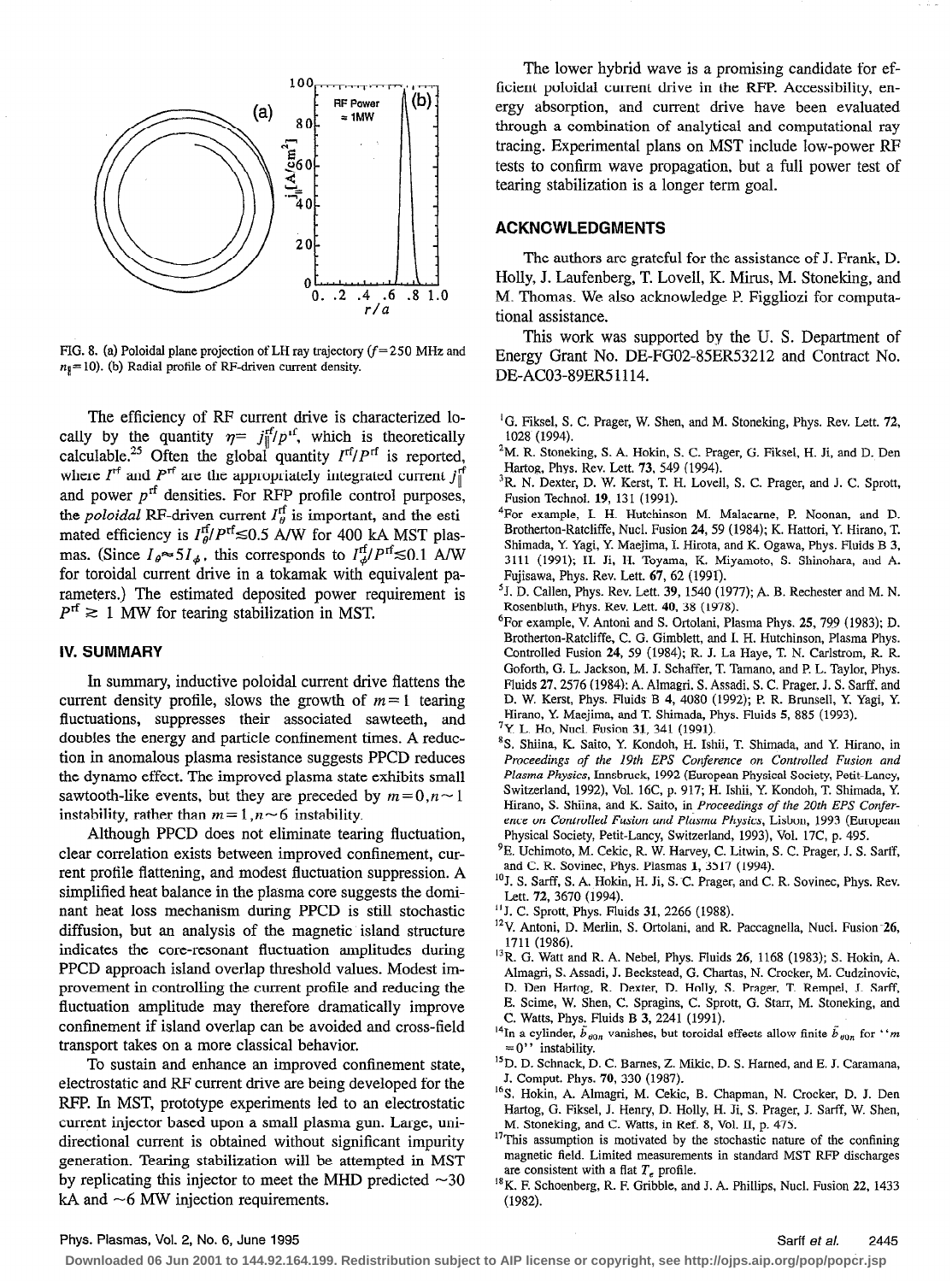FIG. 8. (a) Poloidal plane projection of LH ray trajectory ($f=250$ MHz and $n_\parallel=10$). (b) Radial profile of RF-driven current density.

The efficiency of RF current drive is characterized locally by the quantity $\eta = j_\parallel^{rf}/p^{rf}$, which is theoretically calculable.[25] Often the global quantity $I^{rf}/P^{rf}$ is reported, where $I^{rf}$ and $P^{rf}$ are the appropriately integrated current $j_\parallel^{rf}$ and power $p^{rf}$ densities. For RFP profile control purposes, the *poloidal* RF-driven current $I_\theta^{rf}$ is important, and the estimated efficiency is $I_\theta^{rf}/P^{rf} \lesssim 0.5$ A/W for 400 kA MST plasmas. (Since $I_\theta \approx 5 I_\phi$, this corresponds to $I_\phi^{rf}/P^{rf} \lesssim 0.1$ A/W for toroidal current drive in a tokamak with equivalent parameters.) The estimated deposited power requirement is $P^{rf} \gtrsim 1$ MW for tearing stabilization in MST.

## IV. SUMMARY

In summary, inductive poloidal current drive flattens the current density profile, slows the growth of $m=1$ tearing fluctuations, suppresses their associated sawteeth, and doubles the energy and particle confinement times. A reduction in anomalous plasma resistance suggests PPCD reduces the dynamo effect. The improved plasma state exhibits small sawtooth-like events, but they are preceded by $m=0, n\sim 1$ instability, rather than $m=1, n\sim 6$ instability.

Although PPCD does not eliminate tearing fluctuation, clear correlation exists between improved confinement, current profile flattening, and modest fluctuation suppression. A simplified heat balance in the plasma core suggests the dominant heat loss mechanism during PPCD is still stochastic diffusion, but an analysis of the magnetic island structure indicates the core-resonant fluctuation amplitudes during PPCD approach island overlap threshold values. Modest improvement in controlling the current profile and reducing the fluctuation amplitude may therefore dramatically improve confinement if island overlap can be avoided and cross-field transport takes on a more classical behavior.

To sustain and enhance an improved confinement state, electrostatic and RF current drive are being developed for the RFP. In MST, prototype experiments led to an electrostatic current injector based upon a small plasma gun. Large, unidirectional current is obtained without significant impurity generation. Tearing stabilization will be attempted in MST by replicating this injector to meet the MHD predicted ~30 kA and ~6 MW injection requirements.

The lower hybrid wave is a promising candidate for efficient poloidal current drive in the RFP. Accessibility, energy absorption, and current drive have been evaluated through a combination of analytical and computational ray tracing. Experimental plans on MST include low-power RF tests to confirm wave propagation, but a full power test of tearing stabilization is a longer term goal.

## ACKNOWLEDGMENTS

The authors are grateful for the assistance of J. Frank, D. Holly, J. Laufenberg, T. Lovell, K. Mirus, M. Stoneking, and M. Thomas. We also acknowledge P. Figgliozi for computational assistance.

This work was supported by the U. S. Department of Energy Grant No. DE-FG02-85ER53212 and Contract No. DE-AC03-89ER51114.

[1] G. Fiksel, S. C. Prager, W. Shen, and M. Stoneking, Phys. Rev. Lett. **72**, 1028 (1994).

[2] M. R. Stoneking, S. A. Hokin, S. C. Prager, G. Fiksel, H. Ji, and D. Den Hartog, Phys. Rev. Lett. **73**, 549 (1994).

[3] R. N. Dexter, D. W. Kerst, T. H. Lovell, S. C. Prager, and J. C. Sprott, Fusion Technol. **19**, 131 (1991).

[4] For example, I. H. Hutchinson M. Malacarne, P. Noonan, and D. Brotherton-Ratcliffe, Nucl. Fusion **24**, 59 (1984); K. Hattori, Y. Hirano, T. Shimada, Y. Yagi, Y. Maejima, I. Hirota, and K. Ogawa, Phys. Fluids B **3**, 3111 (1991); H. Ji, H. Toyama, K. Miyamoto, S. Shinohara, and A. Fujisawa, Phys. Rev. Lett. **67**, 62 (1991).

[5] J. D. Callen, Phys. Rev. Lett. **39**, 1540 (1977); A. B. Rechester and M. N. Rosenbluth, Phys. Rev. Lett. **40**, 38 (1978).

[6] For example, V. Antoni and S. Ortolani, Plasma Phys. **25**, 799 (1983); D. Brotherton-Ratcliffe, C. G. Gimblett, and I. H. Hutchinson, Plasma Phys. Controlled Fusion **24**, 59 (1984); R. J. La Haye, T. N. Carlstrom, R. R. Goforth, G. L. Jackson, M. J. Schaffer, T. Tamano, and P. L. Taylor, Phys. Fluids **27**, 2576 (1984); A. Almagri, S. Assadi, S. C. Prager, J. S. Sarff, and D. W. Kerst, Phys. Fluids B **4**, 4080 (1992); P. R. Brunsell, Y. Yagi, Y. Hirano, Y. Maejima, and T. Shimada, Phys. Fluids **5**, 885 (1993).

[7] Y. L. Ho, Nucl. Fusion **31**, 341 (1991).

[8] S. Shiina, K. Saito, Y. Kondoh, H. Ishii, T. Shimada, and Y. Hirano, in *Proceedings of the 19th EPS Conference on Controlled Fusion and Plasma Physics*, Innsbruck, 1992 (European Physical Society, Petit-Lancy, Switzerland, 1992), Vol. 16C, p. 917; H. Ishii, Y. Kondoh, T. Shimada, Y. Hirano, S. Shiina, and K. Saito, in *Proceedings of the 20th EPS Conference on Controlled Fusion and Plasma Physics*, Lisbon, 1993 (European Physical Society, Petit-Lancy, Switzerland, 1993), Vol. 17C, p. 495.

[9] E. Uchimoto, M. Cekic, R. W. Harvey, C. Litwin, S. C. Prager, J. S. Sarff, and C. R. Sovinec, Phys. Plasmas **1**, 3517 (1994).

[10] J. S. Sarff, S. A. Hokin, H. Ji, S. C. Prager, and C. R. Sovinec, Phys. Rev. Lett. **72**, 3670 (1994).

[11] J. C. Sprott, Phys. Fluids **31**, 2266 (1988).

[12] V. Antoni, D. Merlin, S. Ortolani, and R. Paccagnella, Nucl. Fusion **26**, 1711 (1986).

[13] R. G. Watt and R. A. Nebel, Phys. Fluids **26**, 1168 (1983); S. Hokin, A. Almagri, S. Assadi, J. Beckstead, G. Chartas, N. Crocker, M. Cudzinovic, D. Den Hartog, R. Dexter, D. Holly, S. Prager, T. Rempel, J. Sarff, E. Scime, W. Shen, C. Spragins, C. Sprott, G. Starr, M. Stoneking, and C. Watts, Phys. Fluids B **3**, 2241 (1991).

[14] In a cylinder, $\tilde{b}_{\theta 0n}$ vanishes, but toroidal effects allow finite $\tilde{b}_{\theta 0n}$ for "$m=0$" instability.

[15] D. D. Schnack, D. C. Barnes, Z. Mikic, D. S. Harned, and E. J. Caramana, J. Comput. Phys. **70**, 330 (1987).

[16] S. Hokin, A. Almagri, M. Cekic, B. Chapman, N. Crocker, D. J. Den Hartog, G. Fiksel, J. Henry, D. Holly, H. Ji, S. Prager, J. Sarff, W. Shen, M. Stoneking, and C. Watts, in Ref. 8, Vol. II, p. 475.

[17] This assumption is motivated by the stochastic nature of the confining magnetic field. Limited measurements in standard MST RFP discharges are consistent with a flat $T_e$ profile.

[18] K. F. Schoenberg, R. F. Gribble, and J. A. Phillips, Nucl. Fusion **22**, 1433 (1982).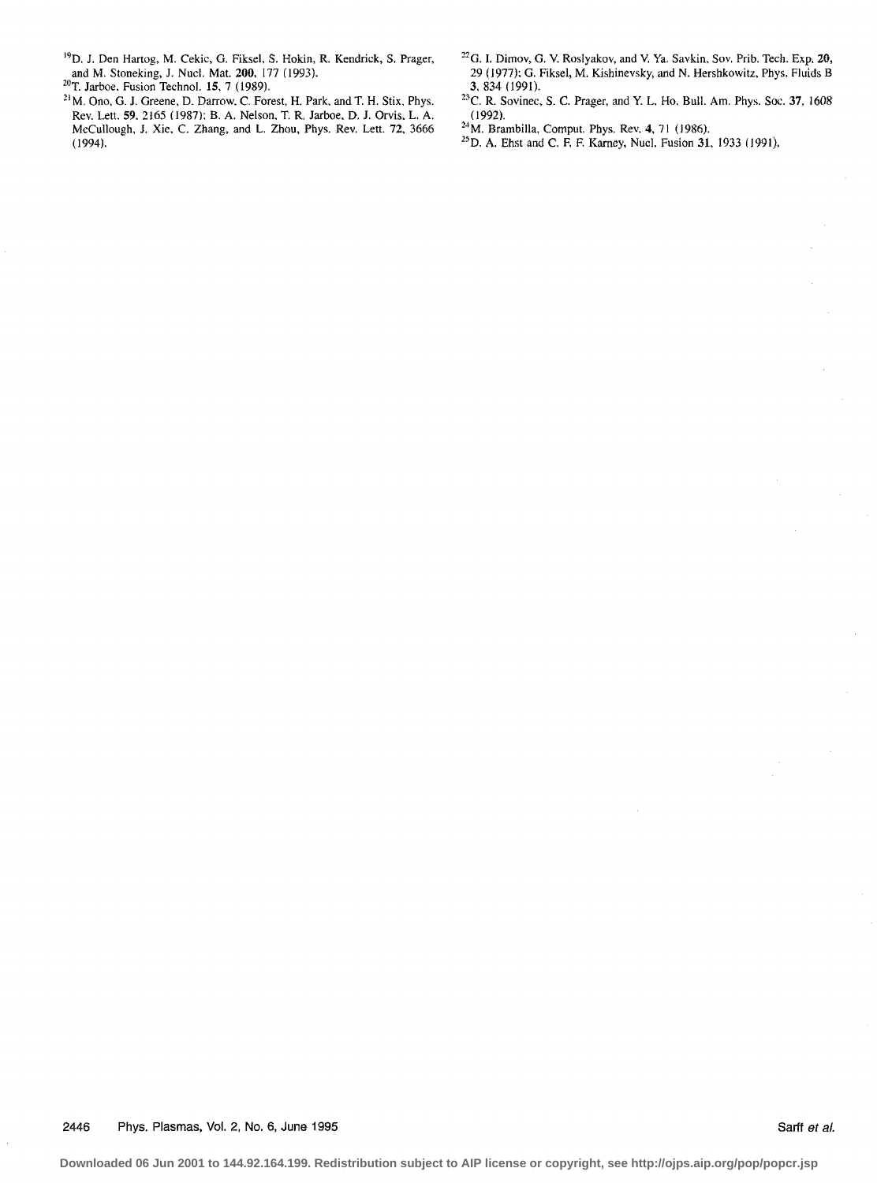[19] D. J. Den Hartog, M. Cekic, G. Fiksel, S. Hokin, R. Kendrick, S. Prager, and M. Stoneking, J. Nucl. Mat. **200**, 177 (1993).

[20] T. Jarboe, Fusion Technol. **15**, 7 (1989).

[21] M. Ono, G. J. Greene, D. Darrow, C. Forest, H. Park, and T. H. Stix, Phys. Rev. Lett. **59**, 2165 (1987); B. A. Nelson, T. R. Jarboe, D. J. Orvis, L. A. McCullough, J. Xie, C. Zhang, and L. Zhou, Phys. Rev. Lett. **72**, 3666 (1994).

[22] G. I. Dimov, G. V. Roslyakov, and V. Ya. Savkin, Sov. Prib. Tech. Exp. **20**, 29 (1977); G. Fiksel, M. Kishinevsky, and N. Hershkowitz, Phys. Fluids B **3**, 834 (1991).

[23] C. R. Sovinec, S. C. Prager, and Y. L. Ho, Bull. Am. Phys. Soc. **37**, 1608 (1992).

[24] M. Brambilla, Comput. Phys. Rev. **4**, 71 (1986).

[25] D. A. Ehst and C. F. F. Karney, Nucl. Fusion **31**, 1933 (1991).